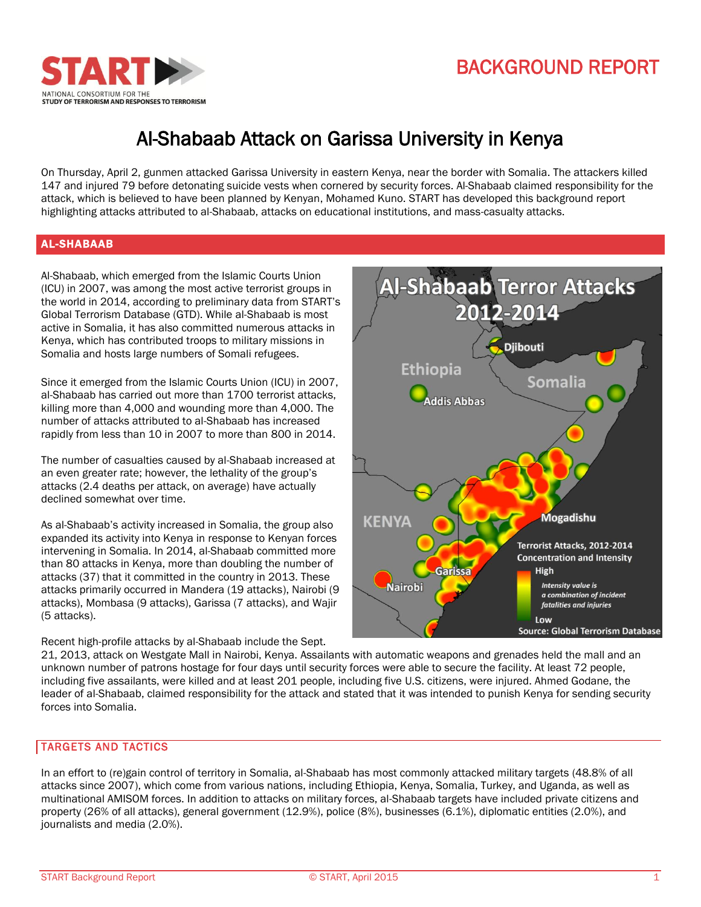# Al-Shabaab Attack on Garissa University in Kenya

On Thursday, April 2, gunmen attacked Garissa University in eastern Kenya, near the border with Somalia. The attackers killed 147 and injured 79 before detonating suicide vests when cornered by security forces. Al-Shabaab claimed responsibility for the attack, which is believed to have been planned by Kenyan, Mohamed Kuno. START has developed this background report highlighting attacks attributed to al-Shabaab, attacks on educational institutions, and mass-casualty attacks.

## AL-SHABAAB

Al-Shabaab, which emerged from the Islamic Courts Union (ICU) in 2007, was among the most active terrorist groups in the world in 2014, according to preliminary data from START's Global Terrorism Database (GTD). While al-Shabaab is most active in Somalia, it has also committed numerous attacks in Kenya, which has contributed troops to military missions in Somalia and hosts large numbers of Somali refugees.

Since it emerged from the Islamic Courts Union (ICU) in 2007, al-Shabaab has carried out more than 1700 terrorist attacks, killing more than 4,000 and wounding more than 4,000. The number of attacks attributed to al-Shabaab has increased rapidly from less than 10 in 2007 to more than 800 in 2014.

The number of casualties caused by al-Shabaab increased at an even greater rate; however, the lethality of the group's attacks (2.4 deaths per attack, on average) have actually declined somewhat over time.

As al-Shabaab's activity increased in Somalia, the group also expanded its activity into Kenya in response to Kenyan forces intervening in Somalia. In 2014, al-Shabaab committed more than 80 attacks in Kenya, more than doubling the number of attacks (37) that it committed in the country in 2013. These attacks primarily occurred in Mandera (19 attacks), Nairobi (9 attacks), Mombasa (9 attacks), Garissa (7 attacks), and Wajir (5 attacks).

Al-Shabaab Terror Attacks 2012-2014

Terrorist Attacks, 2012-2014 Concentration and Intensity. High / Low. Intensity value is a combination of incident fatalities and injuries. Source: Global Terrorism Database

Recent high-profile attacks by al-Shabaab include the Sept. 21, 2013, attack on Westgate Mall in Nairobi, Kenya. Assailants with automatic weapons and grenades held the mall and an unknown number of patrons hostage for four days until security forces were able to secure the facility. At least 72 people, including five assailants, were killed and at least 201 people, including five U.S. citizens, were injured. Ahmed Godane, the leader of al-Shabaab, claimed responsibility for the attack and stated that it was intended to punish Kenya for sending security forces into Somalia.

## TARGETS AND TACTICS

In an effort to (re)gain control of territory in Somalia, al-Shabaab has most commonly attacked military targets (48.8% of all attacks since 2007), which come from various nations, including Ethiopia, Kenya, Somalia, Turkey, and Uganda, as well as multinational AMISOM forces. In addition to attacks on military forces, al-Shabaab targets have included private citizens and property (26% of all attacks), general government (12.9%), police (8%), businesses (6.1%), diplomatic entities (2.0%), and journalists and media (2.0%).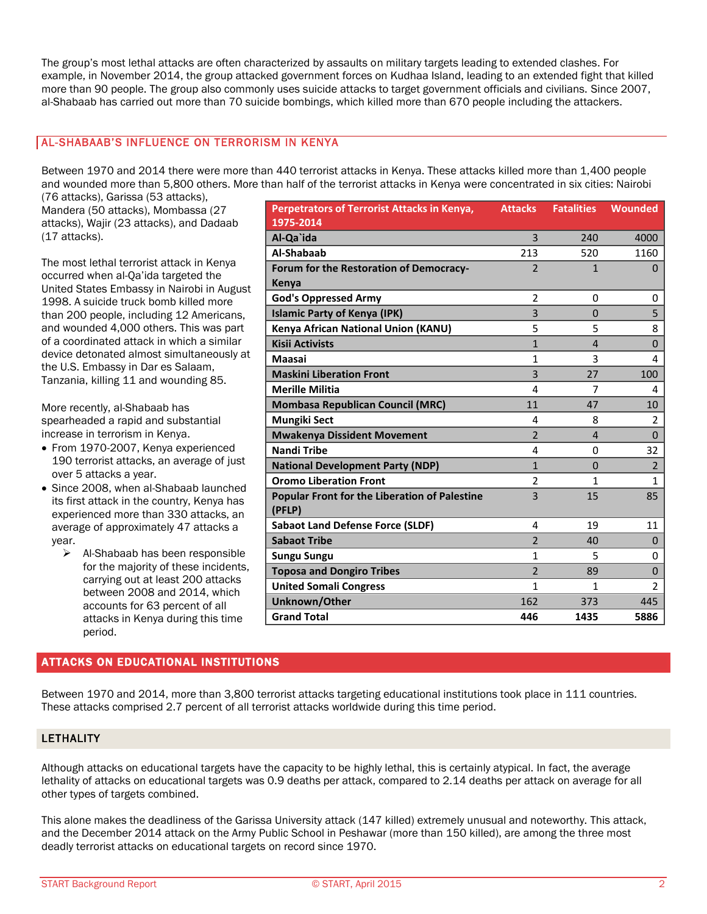The group's most lethal attacks are often characterized by assaults on military targets leading to extended clashes. For example, in November 2014, the group attacked government forces on Kudhaa Island, leading to an extended fight that killed more than 90 people. The group also commonly uses suicide attacks to target government officials and civilians. Since 2007, al-Shabaab has carried out more than 70 suicide bombings, which killed more than 670 people including the attackers.

## AL-SHABAAB'S INFLUENCE ON TERRORISM IN KENYA

Between 1970 and 2014 there were more than 440 terrorist attacks in Kenya. These attacks killed more than 1,400 people and wounded more than 5,800 others. More than half of the terrorist attacks in Kenya were concentrated in six cities: Nairobi (76 attacks), Garissa (53 attacks), Mandera (50 attacks), Mombassa (27 attacks), Wajir (23 attacks), and Dadaab (17 attacks).

The most lethal terrorist attack in Kenya occurred when al-Qa'ida targeted the United States Embassy in Nairobi in August 1998. A suicide truck bomb killed more than 200 people, including 12 Americans, and wounded 4,000 others. This was part of a coordinated attack in which a similar device detonated almost simultaneously at the U.S. Embassy in Dar es Salaam, Tanzania, killing 11 and wounding 85.

More recently, al-Shabaab has spearheaded a rapid and substantial increase in terrorism in Kenya.

- From 1970-2007, Kenya experienced 190 terrorist attacks, an average of just over 5 attacks a year.
- Since 2008, when al-Shabaab launched its first attack in the country, Kenya has experienced more than 330 attacks, an average of approximately 47 attacks a year.
  - Al-Shabaab has been responsible for the majority of these incidents, carrying out at least 200 attacks between 2008 and 2014, which accounts for 63 percent of all attacks in Kenya during this time period.

| Perpetrators of Terrorist Attacks in Kenya, 1975-2014 | Attacks | Fatalities | Wounded |
|---|---|---|---|
| Al-Qa`ida | 3 | 240 | 4000 |
| Al-Shabaab | 213 | 520 | 1160 |
| Forum for the Restoration of Democracy-Kenya | 2 | 1 | 0 |
| God's Oppressed Army | 2 | 0 | 0 |
| Islamic Party of Kenya (IPK) | 3 | 0 | 5 |
| Kenya African National Union (KANU) | 5 | 5 | 8 |
| Kisii Activists | 1 | 4 | 0 |
| Maasai | 1 | 3 | 4 |
| Maskini Liberation Front | 3 | 27 | 100 |
| Merille Militia | 4 | 7 | 4 |
| Mombasa Republican Council (MRC) | 11 | 47 | 10 |
| Mungiki Sect | 4 | 8 | 2 |
| Mwakenya Dissident Movement | 2 | 4 | 0 |
| Nandi Tribe | 4 | 0 | 32 |
| National Development Party (NDP) | 1 | 0 | 2 |
| Oromo Liberation Front | 2 | 1 | 1 |
| Popular Front for the Liberation of Palestine (PFLP) | 3 | 15 | 85 |
| Sabaot Land Defense Force (SLDF) | 4 | 19 | 11 |
| Sabaot Tribe | 2 | 40 | 0 |
| Sungu Sungu | 1 | 5 | 0 |
| Toposa and Dongiro Tribes | 2 | 89 | 0 |
| United Somali Congress | 1 | 1 | 2 |
| Unknown/Other | 162 | 373 | 445 |
| **Grand Total** | **446** | **1435** | **5886** |

## ATTACKS ON EDUCATIONAL INSTITUTIONS

Between 1970 and 2014, more than 3,800 terrorist attacks targeting educational institutions took place in 111 countries. These attacks comprised 2.7 percent of all terrorist attacks worldwide during this time period.

### LETHALITY

Although attacks on educational targets have the capacity to be highly lethal, this is certainly atypical. In fact, the average lethality of attacks on educational targets was 0.9 deaths per attack, compared to 2.14 deaths per attack on average for all other types of targets combined.

This alone makes the deadliness of the Garissa University attack (147 killed) extremely unusual and noteworthy. This attack, and the December 2014 attack on the Army Public School in Peshawar (more than 150 killed), are among the three most deadly terrorist attacks on educational targets on record since 1970.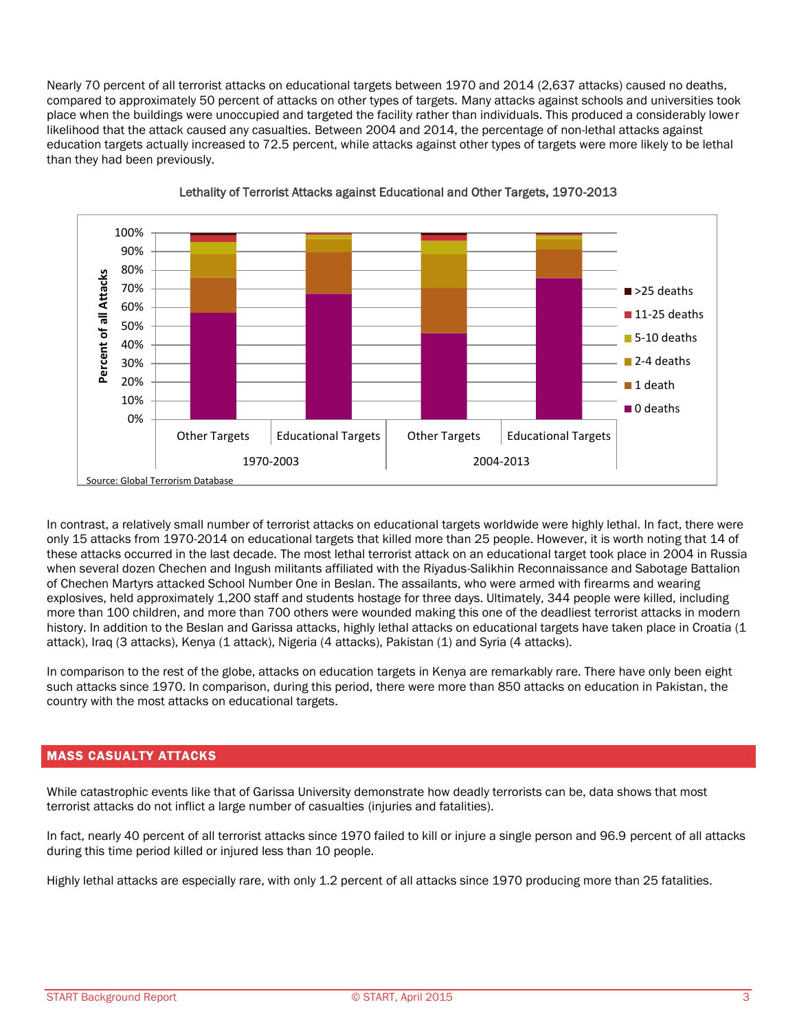Nearly 70 percent of all terrorist attacks on educational targets between 1970 and 2014 (2,637 attacks) caused no deaths, compared to approximately 50 percent of attacks on other types of targets. Many attacks against schools and universities took place when the buildings were unoccupied and targeted the facility rather than individuals. This produced a considerably lower likelihood that the attack caused any casualties. Between 2004 and 2014, the percentage of non-lethal attacks against education targets actually increased to 72.5 percent, while attacks against other types of targets were more likely to be lethal than they had been previously.

Lethality of Terrorist Attacks against Educational and Other Targets, 1970-2013

Source: Global Terrorism Database

In contrast, a relatively small number of terrorist attacks on educational targets worldwide were highly lethal. In fact, there were only 15 attacks from 1970-2014 on educational targets that killed more than 25 people. However, it is worth noting that 14 of these attacks occurred in the last decade. The most lethal terrorist attack on an educational target took place in 2004 in Russia when several dozen Chechen and Ingush militants affiliated with the Riyadus-Salikhin Reconnaissance and Sabotage Battalion of Chechen Martyrs attacked School Number One in Beslan. The assailants, who were armed with firearms and wearing explosives, held approximately 1,200 staff and students hostage for three days. Ultimately, 344 people were killed, including more than 100 children, and more than 700 others were wounded making this one of the deadliest terrorist attacks in modern history. In addition to the Beslan and Garissa attacks, highly lethal attacks on educational targets have taken place in Croatia (1 attack), Iraq (3 attacks), Kenya (1 attack), Nigeria (4 attacks), Pakistan (1) and Syria (4 attacks).

In comparison to the rest of the globe, attacks on education targets in Kenya are remarkably rare. There have only been eight such attacks since 1970. In comparison, during this period, there were more than 850 attacks on education in Pakistan, the country with the most attacks on educational targets.

## MASS CASUALTY ATTACKS

While catastrophic events like that of Garissa University demonstrate how deadly terrorists can be, data shows that most terrorist attacks do not inflict a large number of casualties (injuries and fatalities).

In fact, nearly 40 percent of all terrorist attacks since 1970 failed to kill or injure a single person and 96.9 percent of all attacks during this time period killed or injured less than 10 people.

Highly lethal attacks are especially rare, with only 1.2 percent of all attacks since 1970 producing more than 25 fatalities.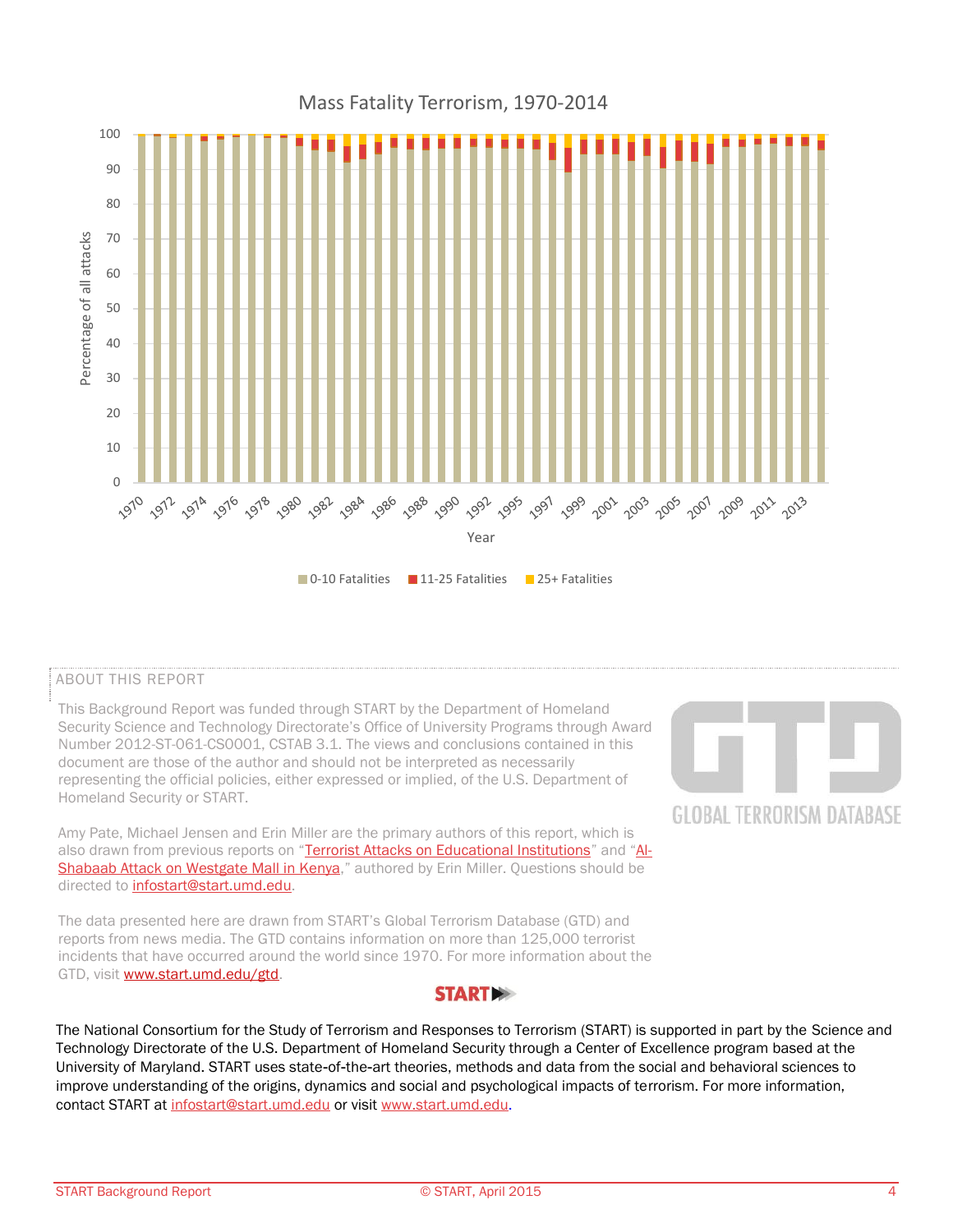Mass Fatality Terrorism, 1970-2014

Percentage of all attacks

100
90
80
70
60
50
40
30
20
10
0

1970 1972 1974 1976 1978 1980 1982 1984 1986 1988 1990 1992 1995 1997 1999 2001 2003 2005 2007 2009 2011 2013

Year

0-10 Fatalities  11-25 Fatalities  25+ Fatalities

## ABOUT THIS REPORT

This Background Report was funded through START by the Department of Homeland Security Science and Technology Directorate's Office of University Programs through Award Number 2012-ST-061-CS0001, CSTAB 3.1. The views and conclusions contained in this document are those of the author and should not be interpreted as necessarily representing the official policies, either expressed or implied, of the U.S. Department of Homeland Security or START.

Amy Pate, Michael Jensen and Erin Miller are the primary authors of this report, which is also drawn from previous reports on "Terrorist Attacks on Educational Institutions" and "Al-Shabaab Attack on Westgate Mall in Kenya," authored by Erin Miller. Questions should be directed to infostart@start.umd.edu.

The data presented here are drawn from START's Global Terrorism Database (GTD) and reports from news media. The GTD contains information on more than 125,000 terrorist incidents that have occurred around the world since 1970. For more information about the GTD, visit www.start.umd.edu/gtd.

GTD
GLOBAL TERRORISM DATABASE

START

The National Consortium for the Study of Terrorism and Responses to Terrorism (START) is supported in part by the Science and Technology Directorate of the U.S. Department of Homeland Security through a Center of Excellence program based at the University of Maryland. START uses state-of-the-art theories, methods and data from the social and behavioral sciences to improve understanding of the origins, dynamics and social and psychological impacts of terrorism. For more information, contact START at infostart@start.umd.edu or visit www.start.umd.edu.